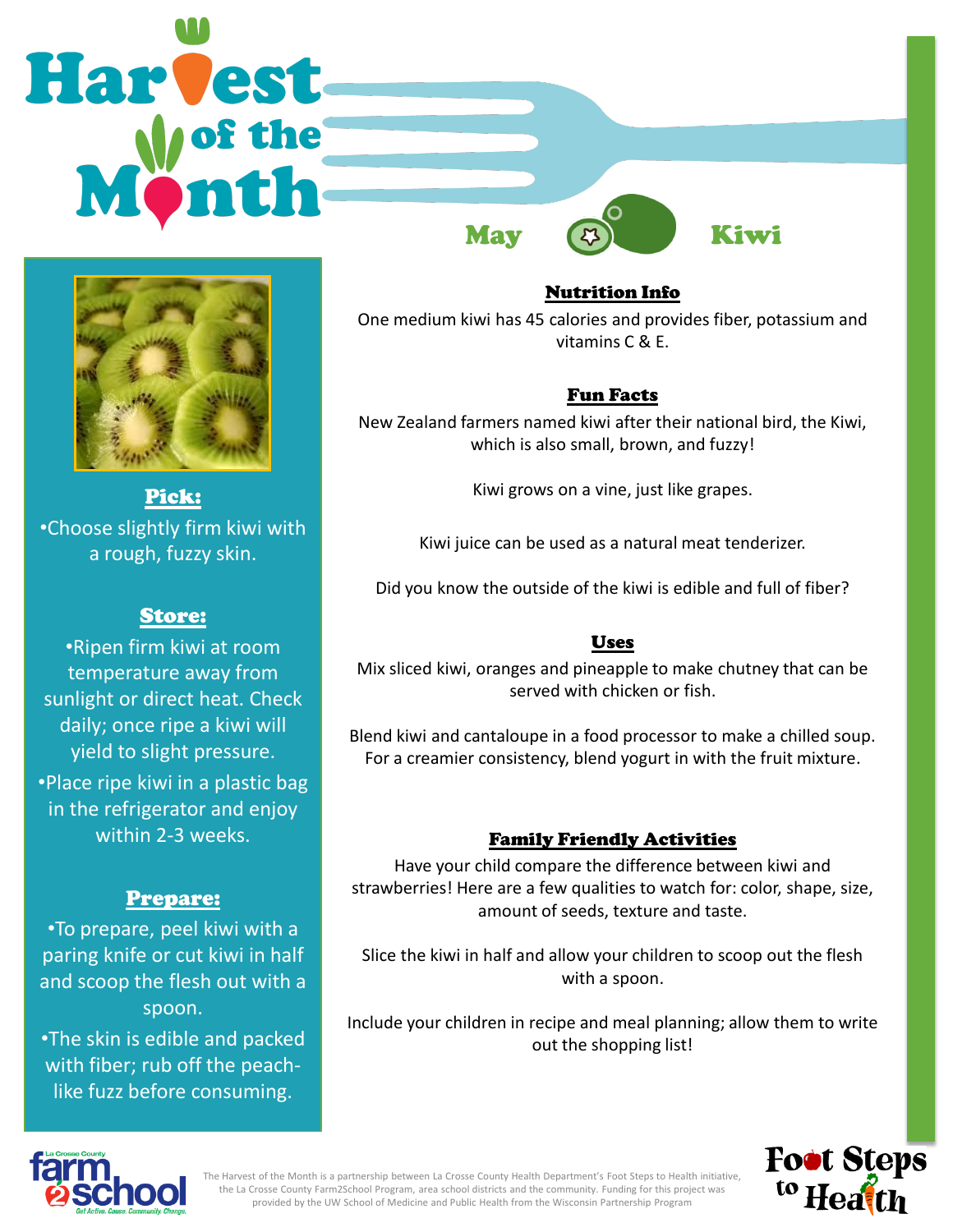# Harvest of the Month

## May — Kiwi

### Pick:

- Choose slightly firm kiwi with a rough, fuzzy skin.

### Store:

- Ripen firm kiwi at room temperature away from sunlight or direct heat. Check daily; once ripe a kiwi will yield to slight pressure.
- Place ripe kiwi in a plastic bag in the refrigerator and enjoy within 2-3 weeks.

### Prepare:

- To prepare, peel kiwi with a paring knife or cut kiwi in half and scoop the flesh out with a spoon.
- The skin is edible and packed with fiber; rub off the peach-like fuzz before consuming.

### Nutrition Info

One medium kiwi has 45 calories and provides fiber, potassium and vitamins C & E.

### Fun Facts

New Zealand farmers named kiwi after their national bird, the Kiwi, which is also small, brown, and fuzzy!

Kiwi grows on a vine, just like grapes.

Kiwi juice can be used as a natural meat tenderizer.

Did you know the outside of the kiwi is edible and full of fiber?

### Uses

Mix sliced kiwi, oranges and pineapple to make chutney that can be served with chicken or fish.

Blend kiwi and cantaloupe in a food processor to make a chilled soup. For a creamier consistency, blend yogurt in with the fruit mixture.

### Family Friendly Activities

Have your child compare the difference between kiwi and strawberries! Here are a few qualities to watch for: color, shape, size, amount of seeds, texture and taste.

Slice the kiwi in half and allow your children to scoop out the flesh with a spoon.

Include your children in recipe and meal planning; allow them to write out the shopping list!

La Crosse County farm2school — Get Active. Cause. Community. Change.

The Harvest of the Month is a partnership between La Crosse County Health Department's Foot Steps to Health initiative, the La Crosse County Farm2School Program, area school districts and the community. Funding for this project was provided by the UW School of Medicine and Public Health from the Wisconsin Partnership Program

Foot Steps to Health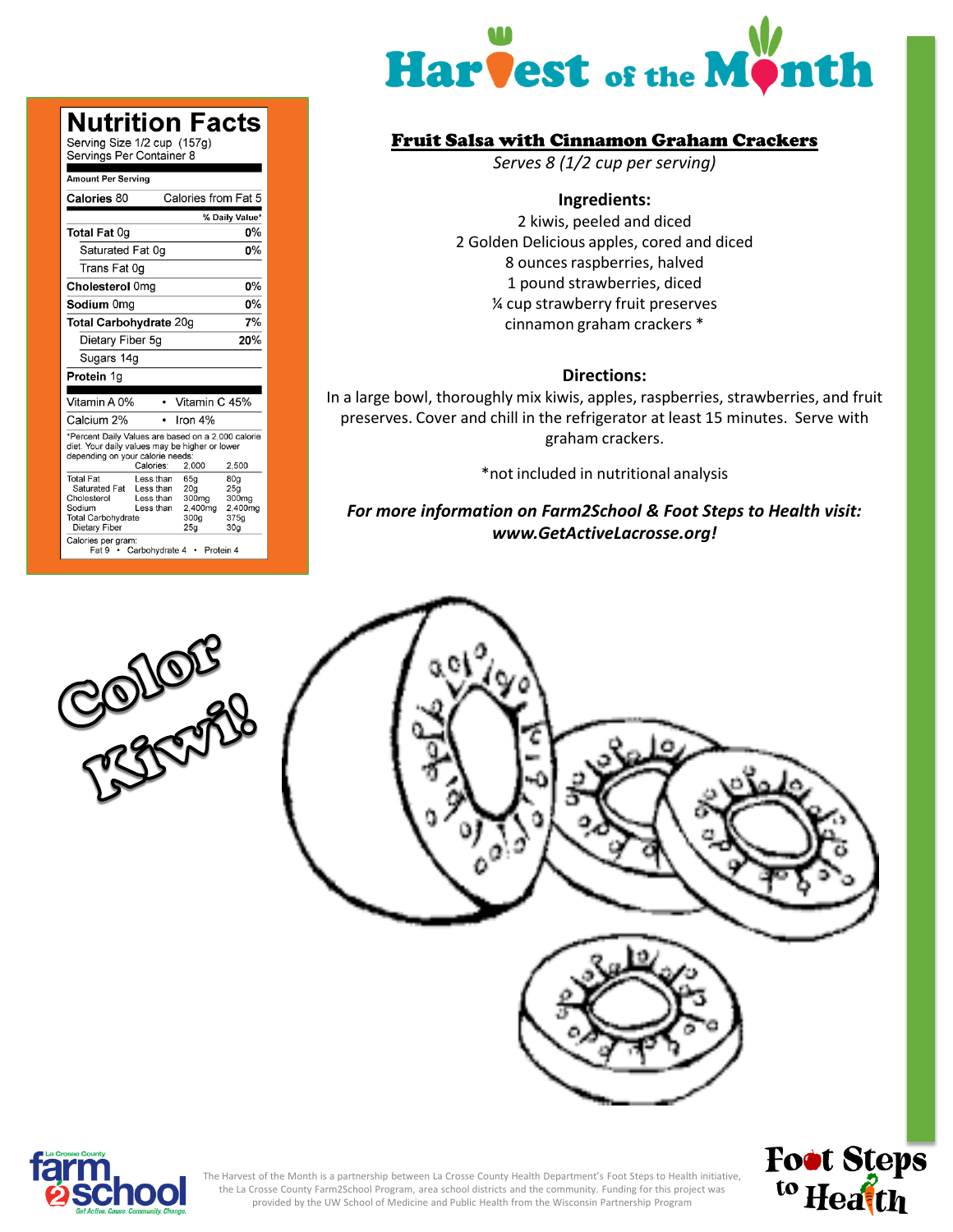# Harvest of the Month

## Nutrition Facts

Serving Size 1/2 cup (157g)
Servings Per Container 8

**Amount Per Serving**

| | |
|---|---|
| **Calories** 80 | Calories from Fat 5 |
| | **% Daily Value*** |
| **Total Fat** 0g | **0%** |
| Saturated Fat 0g | **0%** |
| Trans Fat 0g | |
| **Cholesterol** 0mg | **0%** |
| **Sodium** 0mg | **0%** |
| **Total Carbohydrate** 20g | **7%** |
| Dietary Fiber 5g | **20%** |
| Sugars 14g | |
| **Protein** 1g | |
| Vitamin A 0% | • Vitamin C 45% |
| Calcium 2% | • Iron 4% |

*Percent Daily Values are based on a 2,000 calorie diet. Your daily values may be higher or lower depending on your calorie needs:

| | | | |
|---|---|---|---|
| | Calories: | 2,000 | 2,500 |
| Total Fat | Less than | 65g | 80g |
| Saturated Fat | Less than | 20g | 25g |
| Cholesterol | Less than | 300mg | 300mg |
| Sodium | Less than | 2,400mg | 2,400mg |
| Total Carbohydrate | | 300g | 375g |
| Dietary Fiber | | 25g | 30g |

Calories per gram:
Fat 9 • Carbohydrate 4 • Protein 4

## Fruit Salsa with Cinnamon Graham Crackers

*Serves 8 (1/2 cup per serving)*

### Ingredients:

2 kiwis, peeled and diced
2 Golden Delicious apples, cored and diced
8 ounces raspberries, halved
1 pound strawberries, diced
¼ cup strawberry fruit preserves
cinnamon graham crackers *

### Directions:

In a large bowl, thoroughly mix kiwis, apples, raspberries, strawberries, and fruit preserves. Cover and chill in the refrigerator at least 15 minutes. Serve with graham crackers.

*not included in nutritional analysis

***For more information on Farm2School & Foot Steps to Health visit: www.GetActiveLacrosse.org!***

Color Kiwi!

The Harvest of the Month is a partnership between La Crosse County Health Department's Foot Steps to Health initiative, the La Crosse County Farm2School Program, area school districts and the community. Funding for this project was provided by the UW School of Medicine and Public Health from the Wisconsin Partnership Program

La Crosse County farm 2 school — Get Active. Cause. Community. Change.

Foot Steps to Health